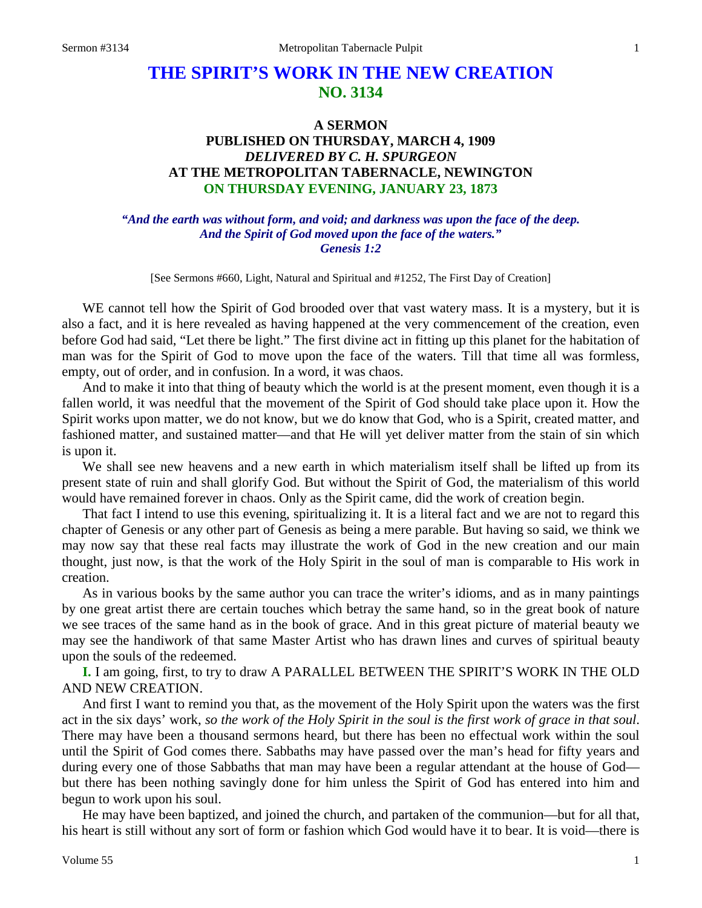# THE SPIRIT'S WORK IN THE NEW CREATION
## NO. 3134

### A SERMON
### PUBLISHED ON THURSDAY, MARCH 4, 1909
### *DELIVERED BY C. H. SPURGEON*
### AT THE METROPOLITAN TABERNACLE, NEWINGTON
### ON THURSDAY EVENING, JANUARY 23, 1873

***"And the earth was without form, and void; and darkness was upon the face of the deep. And the Spirit of God moved upon the face of the waters." Genesis 1:2***

[See Sermons #660, Light, Natural and Spiritual and #1252, The First Day of Creation]

WE cannot tell how the Spirit of God brooded over that vast watery mass. It is a mystery, but it is also a fact, and it is here revealed as having happened at the very commencement of the creation, even before God had said, "Let there be light." The first divine act in fitting up this planet for the habitation of man was for the Spirit of God to move upon the face of the waters. Till that time all was formless, empty, out of order, and in confusion. In a word, it was chaos.

And to make it into that thing of beauty which the world is at the present moment, even though it is a fallen world, it was needful that the movement of the Spirit of God should take place upon it. How the Spirit works upon matter, we do not know, but we do know that God, who is a Spirit, created matter, and fashioned matter, and sustained matter—and that He will yet deliver matter from the stain of sin which is upon it.

We shall see new heavens and a new earth in which materialism itself shall be lifted up from its present state of ruin and shall glorify God. But without the Spirit of God, the materialism of this world would have remained forever in chaos. Only as the Spirit came, did the work of creation begin.

That fact I intend to use this evening, spiritualizing it. It is a literal fact and we are not to regard this chapter of Genesis or any other part of Genesis as being a mere parable. But having so said, we think we may now say that these real facts may illustrate the work of God in the new creation and our main thought, just now, is that the work of the Holy Spirit in the soul of man is comparable to His work in creation.

As in various books by the same author you can trace the writer's idioms, and as in many paintings by one great artist there are certain touches which betray the same hand, so in the great book of nature we see traces of the same hand as in the book of grace. And in this great picture of material beauty we may see the handiwork of that same Master Artist who has drawn lines and curves of spiritual beauty upon the souls of the redeemed.

**I.** I am going, first, to try to draw A PARALLEL BETWEEN THE SPIRIT'S WORK IN THE OLD AND NEW CREATION.

And first I want to remind you that, as the movement of the Holy Spirit upon the waters was the first act in the six days' work, *so the work of the Holy Spirit in the soul is the first work of grace in that soul*. There may have been a thousand sermons heard, but there has been no effectual work within the soul until the Spirit of God comes there. Sabbaths may have passed over the man's head for fifty years and during every one of those Sabbaths that man may have been a regular attendant at the house of God—but there has been nothing savingly done for him unless the Spirit of God has entered into him and begun to work upon his soul.

He may have been baptized, and joined the church, and partaken of the communion—but for all that, his heart is still without any sort of form or fashion which God would have it to bear. It is void—there is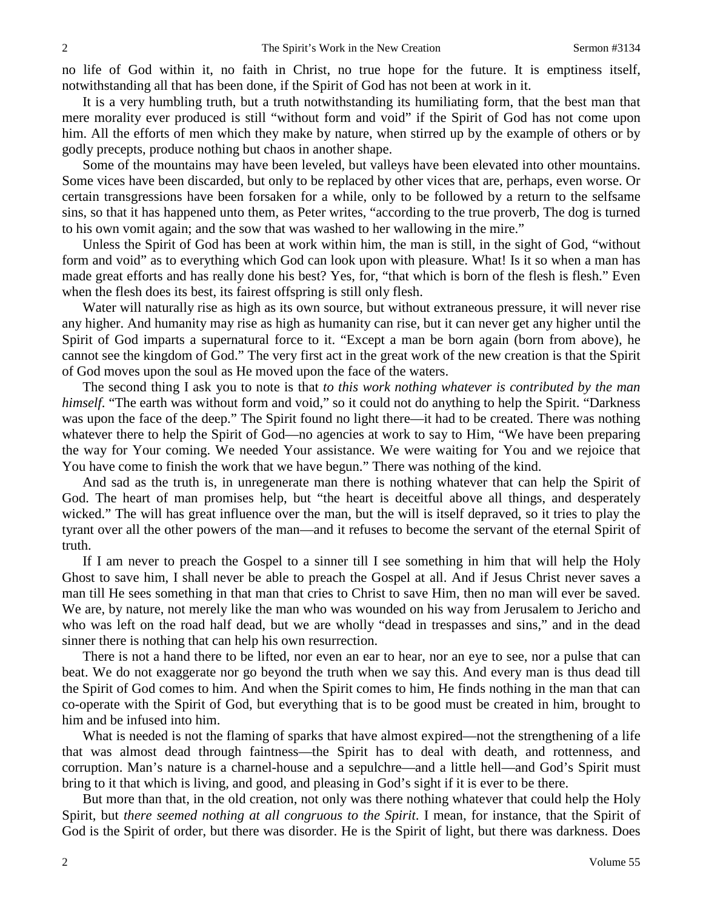no life of God within it, no faith in Christ, no true hope for the future. It is emptiness itself, notwithstanding all that has been done, if the Spirit of God has not been at work in it.

It is a very humbling truth, but a truth notwithstanding its humiliating form, that the best man that mere morality ever produced is still "without form and void" if the Spirit of God has not come upon him. All the efforts of men which they make by nature, when stirred up by the example of others or by godly precepts, produce nothing but chaos in another shape.

Some of the mountains may have been leveled, but valleys have been elevated into other mountains. Some vices have been discarded, but only to be replaced by other vices that are, perhaps, even worse. Or certain transgressions have been forsaken for a while, only to be followed by a return to the selfsame sins, so that it has happened unto them, as Peter writes, "according to the true proverb, The dog is turned to his own vomit again; and the sow that was washed to her wallowing in the mire."

Unless the Spirit of God has been at work within him, the man is still, in the sight of God, "without form and void" as to everything which God can look upon with pleasure. What! Is it so when a man has made great efforts and has really done his best? Yes, for, "that which is born of the flesh is flesh." Even when the flesh does its best, its fairest offspring is still only flesh.

Water will naturally rise as high as its own source, but without extraneous pressure, it will never rise any higher. And humanity may rise as high as humanity can rise, but it can never get any higher until the Spirit of God imparts a supernatural force to it. "Except a man be born again (born from above), he cannot see the kingdom of God." The very first act in the great work of the new creation is that the Spirit of God moves upon the soul as He moved upon the face of the waters.

The second thing I ask you to note is that *to this work nothing whatever is contributed by the man himself*. "The earth was without form and void," so it could not do anything to help the Spirit. "Darkness was upon the face of the deep." The Spirit found no light there—it had to be created. There was nothing whatever there to help the Spirit of God—no agencies at work to say to Him, "We have been preparing the way for Your coming. We needed Your assistance. We were waiting for You and we rejoice that You have come to finish the work that we have begun." There was nothing of the kind.

And sad as the truth is, in unregenerate man there is nothing whatever that can help the Spirit of God. The heart of man promises help, but "the heart is deceitful above all things, and desperately wicked." The will has great influence over the man, but the will is itself depraved, so it tries to play the tyrant over all the other powers of the man—and it refuses to become the servant of the eternal Spirit of truth.

If I am never to preach the Gospel to a sinner till I see something in him that will help the Holy Ghost to save him, I shall never be able to preach the Gospel at all. And if Jesus Christ never saves a man till He sees something in that man that cries to Christ to save Him, then no man will ever be saved. We are, by nature, not merely like the man who was wounded on his way from Jerusalem to Jericho and who was left on the road half dead, but we are wholly "dead in trespasses and sins," and in the dead sinner there is nothing that can help his own resurrection.

There is not a hand there to be lifted, nor even an ear to hear, nor an eye to see, nor a pulse that can beat. We do not exaggerate nor go beyond the truth when we say this. And every man is thus dead till the Spirit of God comes to him. And when the Spirit comes to him, He finds nothing in the man that can co-operate with the Spirit of God, but everything that is to be good must be created in him, brought to him and be infused into him.

What is needed is not the flaming of sparks that have almost expired—not the strengthening of a life that was almost dead through faintness—the Spirit has to deal with death, and rottenness, and corruption. Man's nature is a charnel-house and a sepulchre—and a little hell—and God's Spirit must bring to it that which is living, and good, and pleasing in God's sight if it is ever to be there.

But more than that, in the old creation, not only was there nothing whatever that could help the Holy Spirit, but *there seemed nothing at all congruous to the Spirit*. I mean, for instance, that the Spirit of God is the Spirit of order, but there was disorder. He is the Spirit of light, but there was darkness. Does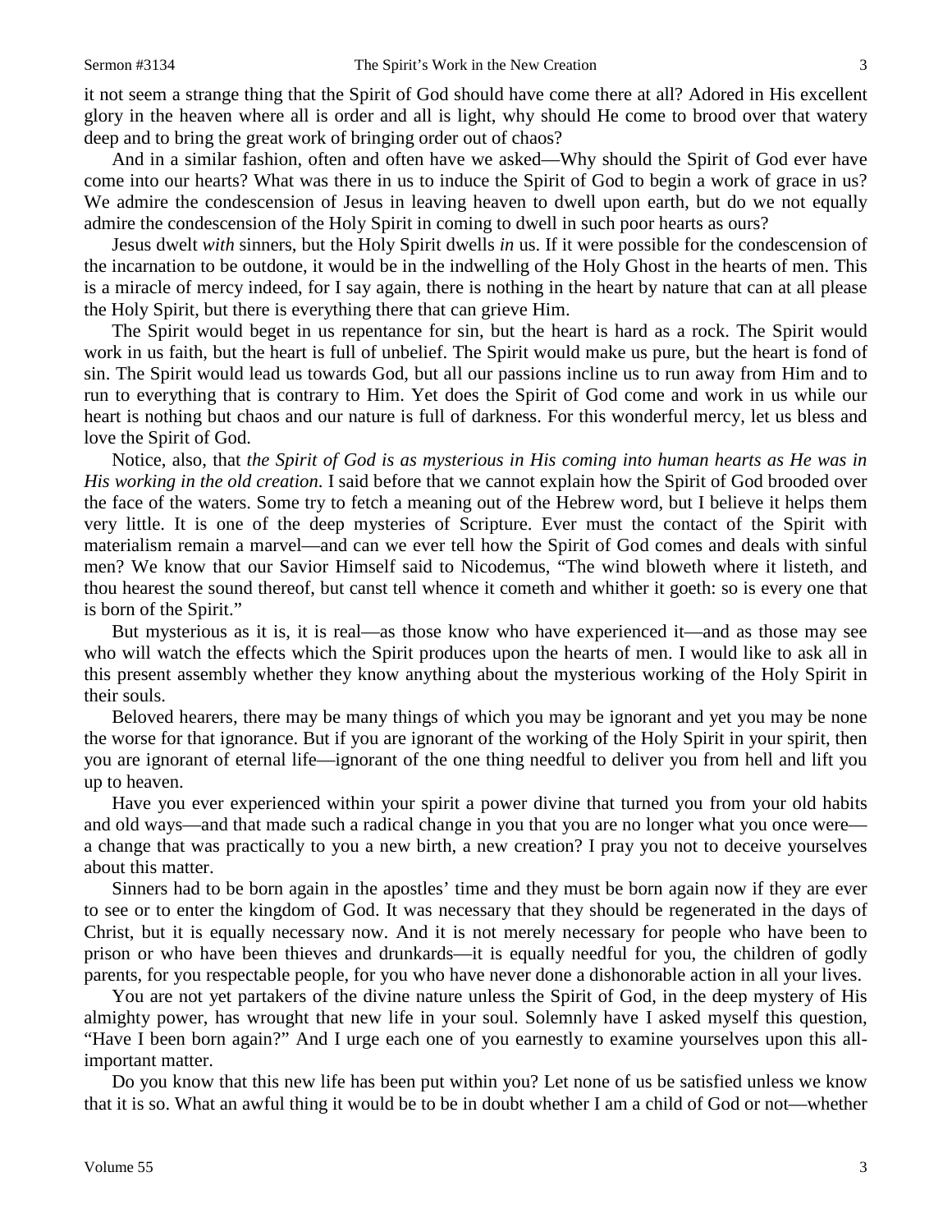it not seem a strange thing that the Spirit of God should have come there at all? Adored in His excellent glory in the heaven where all is order and all is light, why should He come to brood over that watery deep and to bring the great work of bringing order out of chaos?

And in a similar fashion, often and often have we asked—Why should the Spirit of God ever have come into our hearts? What was there in us to induce the Spirit of God to begin a work of grace in us? We admire the condescension of Jesus in leaving heaven to dwell upon earth, but do we not equally admire the condescension of the Holy Spirit in coming to dwell in such poor hearts as ours?

Jesus dwelt *with* sinners, but the Holy Spirit dwells *in* us. If it were possible for the condescension of the incarnation to be outdone, it would be in the indwelling of the Holy Ghost in the hearts of men. This is a miracle of mercy indeed, for I say again, there is nothing in the heart by nature that can at all please the Holy Spirit, but there is everything there that can grieve Him.

The Spirit would beget in us repentance for sin, but the heart is hard as a rock. The Spirit would work in us faith, but the heart is full of unbelief. The Spirit would make us pure, but the heart is fond of sin. The Spirit would lead us towards God, but all our passions incline us to run away from Him and to run to everything that is contrary to Him. Yet does the Spirit of God come and work in us while our heart is nothing but chaos and our nature is full of darkness. For this wonderful mercy, let us bless and love the Spirit of God.

Notice, also, that *the Spirit of God is as mysterious in His coming into human hearts as He was in His working in the old creation*. I said before that we cannot explain how the Spirit of God brooded over the face of the waters. Some try to fetch a meaning out of the Hebrew word, but I believe it helps them very little. It is one of the deep mysteries of Scripture. Ever must the contact of the Spirit with materialism remain a marvel—and can we ever tell how the Spirit of God comes and deals with sinful men? We know that our Savior Himself said to Nicodemus, "The wind bloweth where it listeth, and thou hearest the sound thereof, but canst tell whence it cometh and whither it goeth: so is every one that is born of the Spirit."

But mysterious as it is, it is real—as those know who have experienced it—and as those may see who will watch the effects which the Spirit produces upon the hearts of men. I would like to ask all in this present assembly whether they know anything about the mysterious working of the Holy Spirit in their souls.

Beloved hearers, there may be many things of which you may be ignorant and yet you may be none the worse for that ignorance. But if you are ignorant of the working of the Holy Spirit in your spirit, then you are ignorant of eternal life—ignorant of the one thing needful to deliver you from hell and lift you up to heaven.

Have you ever experienced within your spirit a power divine that turned you from your old habits and old ways—and that made such a radical change in you that you are no longer what you once were—a change that was practically to you a new birth, a new creation? I pray you not to deceive yourselves about this matter.

Sinners had to be born again in the apostles' time and they must be born again now if they are ever to see or to enter the kingdom of God. It was necessary that they should be regenerated in the days of Christ, but it is equally necessary now. And it is not merely necessary for people who have been to prison or who have been thieves and drunkards—it is equally needful for you, the children of godly parents, for you respectable people, for you who have never done a dishonorable action in all your lives.

You are not yet partakers of the divine nature unless the Spirit of God, in the deep mystery of His almighty power, has wrought that new life in your soul. Solemnly have I asked myself this question, "Have I been born again?" And I urge each one of you earnestly to examine yourselves upon this all-important matter.

Do you know that this new life has been put within you? Let none of us be satisfied unless we know that it is so. What an awful thing it would be to be in doubt whether I am a child of God or not—whether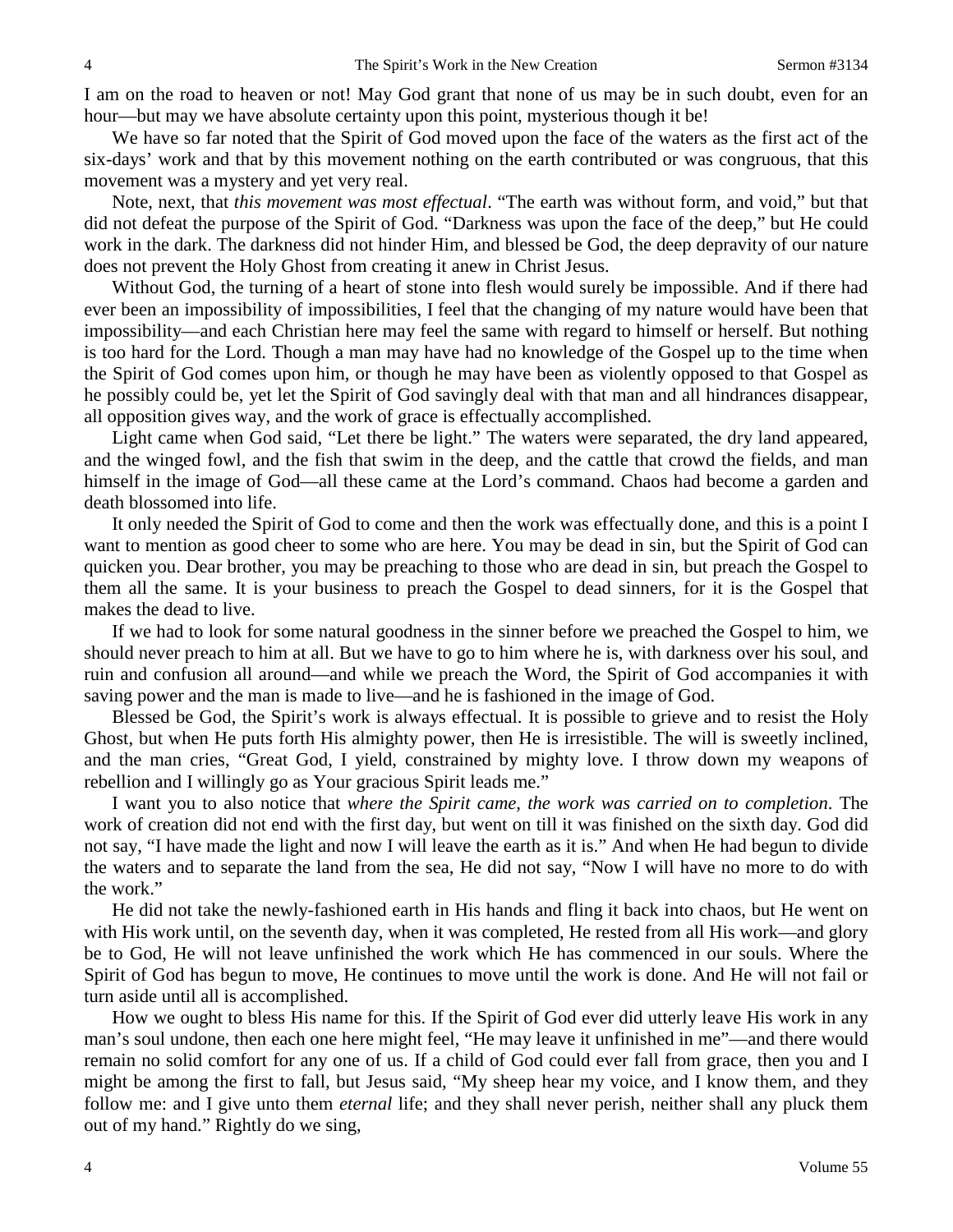I am on the road to heaven or not! May God grant that none of us may be in such doubt, even for an hour—but may we have absolute certainty upon this point, mysterious though it be!

We have so far noted that the Spirit of God moved upon the face of the waters as the first act of the six-days' work and that by this movement nothing on the earth contributed or was congruous, that this movement was a mystery and yet very real.

Note, next, that *this movement was most effectual*. "The earth was without form, and void," but that did not defeat the purpose of the Spirit of God. "Darkness was upon the face of the deep," but He could work in the dark. The darkness did not hinder Him, and blessed be God, the deep depravity of our nature does not prevent the Holy Ghost from creating it anew in Christ Jesus.

Without God, the turning of a heart of stone into flesh would surely be impossible. And if there had ever been an impossibility of impossibilities, I feel that the changing of my nature would have been that impossibility—and each Christian here may feel the same with regard to himself or herself. But nothing is too hard for the Lord. Though a man may have had no knowledge of the Gospel up to the time when the Spirit of God comes upon him, or though he may have been as violently opposed to that Gospel as he possibly could be, yet let the Spirit of God savingly deal with that man and all hindrances disappear, all opposition gives way, and the work of grace is effectually accomplished.

Light came when God said, "Let there be light." The waters were separated, the dry land appeared, and the winged fowl, and the fish that swim in the deep, and the cattle that crowd the fields, and man himself in the image of God—all these came at the Lord's command. Chaos had become a garden and death blossomed into life.

It only needed the Spirit of God to come and then the work was effectually done, and this is a point I want to mention as good cheer to some who are here. You may be dead in sin, but the Spirit of God can quicken you. Dear brother, you may be preaching to those who are dead in sin, but preach the Gospel to them all the same. It is your business to preach the Gospel to dead sinners, for it is the Gospel that makes the dead to live.

If we had to look for some natural goodness in the sinner before we preached the Gospel to him, we should never preach to him at all. But we have to go to him where he is, with darkness over his soul, and ruin and confusion all around—and while we preach the Word, the Spirit of God accompanies it with saving power and the man is made to live—and he is fashioned in the image of God.

Blessed be God, the Spirit's work is always effectual. It is possible to grieve and to resist the Holy Ghost, but when He puts forth His almighty power, then He is irresistible. The will is sweetly inclined, and the man cries, "Great God, I yield, constrained by mighty love. I throw down my weapons of rebellion and I willingly go as Your gracious Spirit leads me."

I want you to also notice that *where the Spirit came, the work was carried on to completion*. The work of creation did not end with the first day, but went on till it was finished on the sixth day. God did not say, "I have made the light and now I will leave the earth as it is." And when He had begun to divide the waters and to separate the land from the sea, He did not say, "Now I will have no more to do with the work."

He did not take the newly-fashioned earth in His hands and fling it back into chaos, but He went on with His work until, on the seventh day, when it was completed, He rested from all His work—and glory be to God, He will not leave unfinished the work which He has commenced in our souls. Where the Spirit of God has begun to move, He continues to move until the work is done. And He will not fail or turn aside until all is accomplished.

How we ought to bless His name for this. If the Spirit of God ever did utterly leave His work in any man's soul undone, then each one here might feel, "He may leave it unfinished in me"—and there would remain no solid comfort for any one of us. If a child of God could ever fall from grace, then you and I might be among the first to fall, but Jesus said, "My sheep hear my voice, and I know them, and they follow me: and I give unto them *eternal* life; and they shall never perish, neither shall any pluck them out of my hand." Rightly do we sing,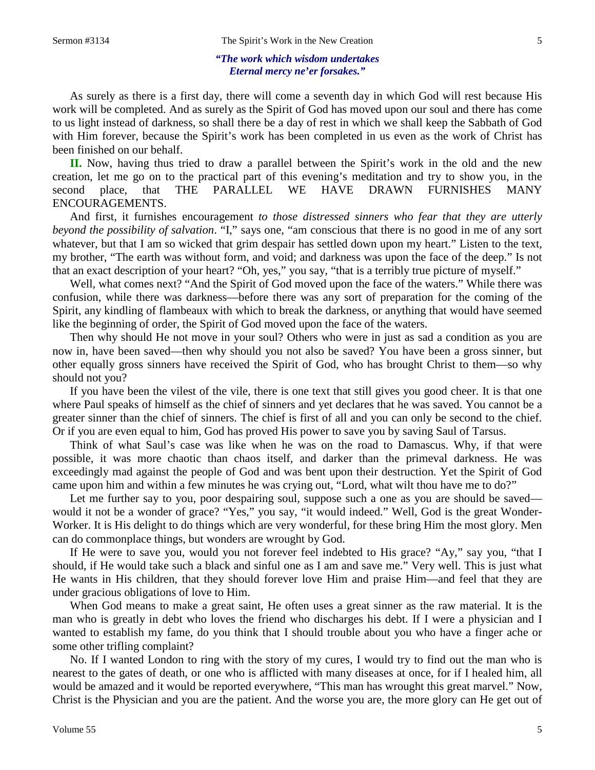*"The work which wisdom undertakes*
*Eternal mercy ne'er forsakes."*

As surely as there is a first day, there will come a seventh day in which God will rest because His work will be completed. And as surely as the Spirit of God has moved upon our soul and there has come to us light instead of darkness, so shall there be a day of rest in which we shall keep the Sabbath of God with Him forever, because the Spirit's work has been completed in us even as the work of Christ has been finished on our behalf.

**II.** Now, having thus tried to draw a parallel between the Spirit's work in the old and the new creation, let me go on to the practical part of this evening's meditation and try to show you, in the second place, that THE PARALLEL WE HAVE DRAWN FURNISHES MANY ENCOURAGEMENTS.

And first, it furnishes encouragement *to those distressed sinners who fear that they are utterly beyond the possibility of salvation*. "I," says one, "am conscious that there is no good in me of any sort whatever, but that I am so wicked that grim despair has settled down upon my heart." Listen to the text, my brother, "The earth was without form, and void; and darkness was upon the face of the deep." Is not that an exact description of your heart? "Oh, yes," you say, "that is a terribly true picture of myself."

Well, what comes next? "And the Spirit of God moved upon the face of the waters." While there was confusion, while there was darkness—before there was any sort of preparation for the coming of the Spirit, any kindling of flambeaux with which to break the darkness, or anything that would have seemed like the beginning of order, the Spirit of God moved upon the face of the waters.

Then why should He not move in your soul? Others who were in just as sad a condition as you are now in, have been saved—then why should you not also be saved? You have been a gross sinner, but other equally gross sinners have received the Spirit of God, who has brought Christ to them—so why should not you?

If you have been the vilest of the vile, there is one text that still gives you good cheer. It is that one where Paul speaks of himself as the chief of sinners and yet declares that he was saved. You cannot be a greater sinner than the chief of sinners. The chief is first of all and you can only be second to the chief. Or if you are even equal to him, God has proved His power to save you by saving Saul of Tarsus.

Think of what Saul's case was like when he was on the road to Damascus. Why, if that were possible, it was more chaotic than chaos itself, and darker than the primeval darkness. He was exceedingly mad against the people of God and was bent upon their destruction. Yet the Spirit of God came upon him and within a few minutes he was crying out, "Lord, what wilt thou have me to do?"

Let me further say to you, poor despairing soul, suppose such a one as you are should be saved—would it not be a wonder of grace? "Yes," you say, "it would indeed." Well, God is the great Wonder-Worker. It is His delight to do things which are very wonderful, for these bring Him the most glory. Men can do commonplace things, but wonders are wrought by God.

If He were to save you, would you not forever feel indebted to His grace? "Ay," say you, "that I should, if He would take such a black and sinful one as I am and save me." Very well. This is just what He wants in His children, that they should forever love Him and praise Him—and feel that they are under gracious obligations of love to Him.

When God means to make a great saint, He often uses a great sinner as the raw material. It is the man who is greatly in debt who loves the friend who discharges his debt. If I were a physician and I wanted to establish my fame, do you think that I should trouble about you who have a finger ache or some other trifling complaint?

No. If I wanted London to ring with the story of my cures, I would try to find out the man who is nearest to the gates of death, or one who is afflicted with many diseases at once, for if I healed him, all would be amazed and it would be reported everywhere, "This man has wrought this great marvel." Now, Christ is the Physician and you are the patient. And the worse you are, the more glory can He get out of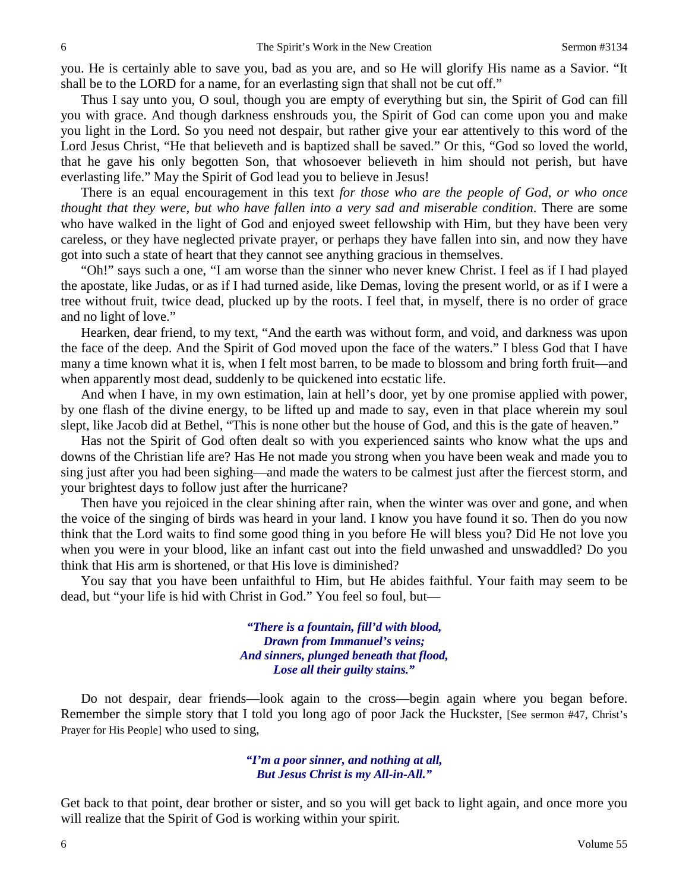you. He is certainly able to save you, bad as you are, and so He will glorify His name as a Savior. "It shall be to the LORD for a name, for an everlasting sign that shall not be cut off."

Thus I say unto you, O soul, though you are empty of everything but sin, the Spirit of God can fill you with grace. And though darkness enshrouds you, the Spirit of God can come upon you and make you light in the Lord. So you need not despair, but rather give your ear attentively to this word of the Lord Jesus Christ, "He that believeth and is baptized shall be saved." Or this, "God so loved the world, that he gave his only begotten Son, that whosoever believeth in him should not perish, but have everlasting life." May the Spirit of God lead you to believe in Jesus!

There is an equal encouragement in this text *for those who are the people of God, or who once thought that they were, but who have fallen into a very sad and miserable condition*. There are some who have walked in the light of God and enjoyed sweet fellowship with Him, but they have been very careless, or they have neglected private prayer, or perhaps they have fallen into sin, and now they have got into such a state of heart that they cannot see anything gracious in themselves.

"Oh!" says such a one, "I am worse than the sinner who never knew Christ. I feel as if I had played the apostate, like Judas, or as if I had turned aside, like Demas, loving the present world, or as if I were a tree without fruit, twice dead, plucked up by the roots. I feel that, in myself, there is no order of grace and no light of love."

Hearken, dear friend, to my text, "And the earth was without form, and void, and darkness was upon the face of the deep. And the Spirit of God moved upon the face of the waters." I bless God that I have many a time known what it is, when I felt most barren, to be made to blossom and bring forth fruit—and when apparently most dead, suddenly to be quickened into ecstatic life.

And when I have, in my own estimation, lain at hell's door, yet by one promise applied with power, by one flash of the divine energy, to be lifted up and made to say, even in that place wherein my soul slept, like Jacob did at Bethel, "This is none other but the house of God, and this is the gate of heaven."

Has not the Spirit of God often dealt so with you experienced saints who know what the ups and downs of the Christian life are? Has He not made you strong when you have been weak and made you to sing just after you had been sighing—and made the waters to be calmest just after the fiercest storm, and your brightest days to follow just after the hurricane?

Then have you rejoiced in the clear shining after rain, when the winter was over and gone, and when the voice of the singing of birds was heard in your land. I know you have found it so. Then do you now think that the Lord waits to find some good thing in you before He will bless you? Did He not love you when you were in your blood, like an infant cast out into the field unwashed and unswaddled? Do you think that His arm is shortened, or that His love is diminished?

You say that you have been unfaithful to Him, but He abides faithful. Your faith may seem to be dead, but "your life is hid with Christ in God." You feel so foul, but—

> ***"There is a fountain, fill'd with blood,***
> ***Drawn from Immanuel's veins;***
> ***And sinners, plunged beneath that flood,***
> ***Lose all their guilty stains."***

Do not despair, dear friends—look again to the cross—begin again where you began before. Remember the simple story that I told you long ago of poor Jack the Huckster, [See sermon #47, Christ's Prayer for His People] who used to sing,

> ***"I'm a poor sinner, and nothing at all,***
> ***But Jesus Christ is my All-in-All."***

Get back to that point, dear brother or sister, and so you will get back to light again, and once more you will realize that the Spirit of God is working within your spirit.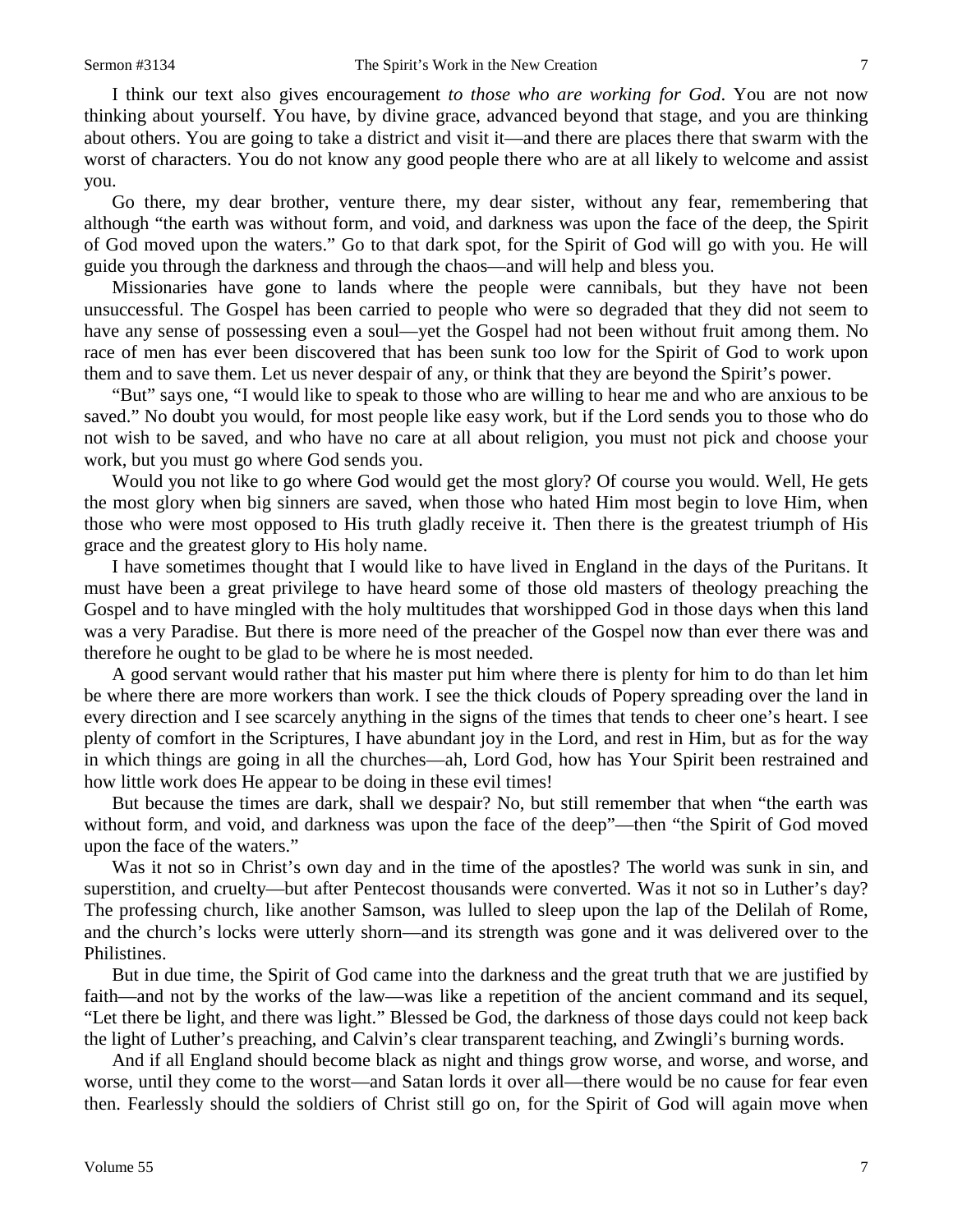I think our text also gives encouragement *to those who are working for God*. You are not now thinking about yourself. You have, by divine grace, advanced beyond that stage, and you are thinking about others. You are going to take a district and visit it—and there are places there that swarm with the worst of characters. You do not know any good people there who are at all likely to welcome and assist you.

Go there, my dear brother, venture there, my dear sister, without any fear, remembering that although "the earth was without form, and void, and darkness was upon the face of the deep, the Spirit of God moved upon the waters." Go to that dark spot, for the Spirit of God will go with you. He will guide you through the darkness and through the chaos—and will help and bless you.

Missionaries have gone to lands where the people were cannibals, but they have not been unsuccessful. The Gospel has been carried to people who were so degraded that they did not seem to have any sense of possessing even a soul—yet the Gospel had not been without fruit among them. No race of men has ever been discovered that has been sunk too low for the Spirit of God to work upon them and to save them. Let us never despair of any, or think that they are beyond the Spirit's power.

"But" says one, "I would like to speak to those who are willing to hear me and who are anxious to be saved." No doubt you would, for most people like easy work, but if the Lord sends you to those who do not wish to be saved, and who have no care at all about religion, you must not pick and choose your work, but you must go where God sends you.

Would you not like to go where God would get the most glory? Of course you would. Well, He gets the most glory when big sinners are saved, when those who hated Him most begin to love Him, when those who were most opposed to His truth gladly receive it. Then there is the greatest triumph of His grace and the greatest glory to His holy name.

I have sometimes thought that I would like to have lived in England in the days of the Puritans. It must have been a great privilege to have heard some of those old masters of theology preaching the Gospel and to have mingled with the holy multitudes that worshipped God in those days when this land was a very Paradise. But there is more need of the preacher of the Gospel now than ever there was and therefore he ought to be glad to be where he is most needed.

A good servant would rather that his master put him where there is plenty for him to do than let him be where there are more workers than work. I see the thick clouds of Popery spreading over the land in every direction and I see scarcely anything in the signs of the times that tends to cheer one's heart. I see plenty of comfort in the Scriptures, I have abundant joy in the Lord, and rest in Him, but as for the way in which things are going in all the churches—ah, Lord God, how has Your Spirit been restrained and how little work does He appear to be doing in these evil times!

But because the times are dark, shall we despair? No, but still remember that when "the earth was without form, and void, and darkness was upon the face of the deep"—then "the Spirit of God moved upon the face of the waters."

Was it not so in Christ's own day and in the time of the apostles? The world was sunk in sin, and superstition, and cruelty—but after Pentecost thousands were converted. Was it not so in Luther's day? The professing church, like another Samson, was lulled to sleep upon the lap of the Delilah of Rome, and the church's locks were utterly shorn—and its strength was gone and it was delivered over to the Philistines.

But in due time, the Spirit of God came into the darkness and the great truth that we are justified by faith—and not by the works of the law—was like a repetition of the ancient command and its sequel, "Let there be light, and there was light." Blessed be God, the darkness of those days could not keep back the light of Luther's preaching, and Calvin's clear transparent teaching, and Zwingli's burning words.

And if all England should become black as night and things grow worse, and worse, and worse, and worse, until they come to the worst—and Satan lords it over all—there would be no cause for fear even then. Fearlessly should the soldiers of Christ still go on, for the Spirit of God will again move when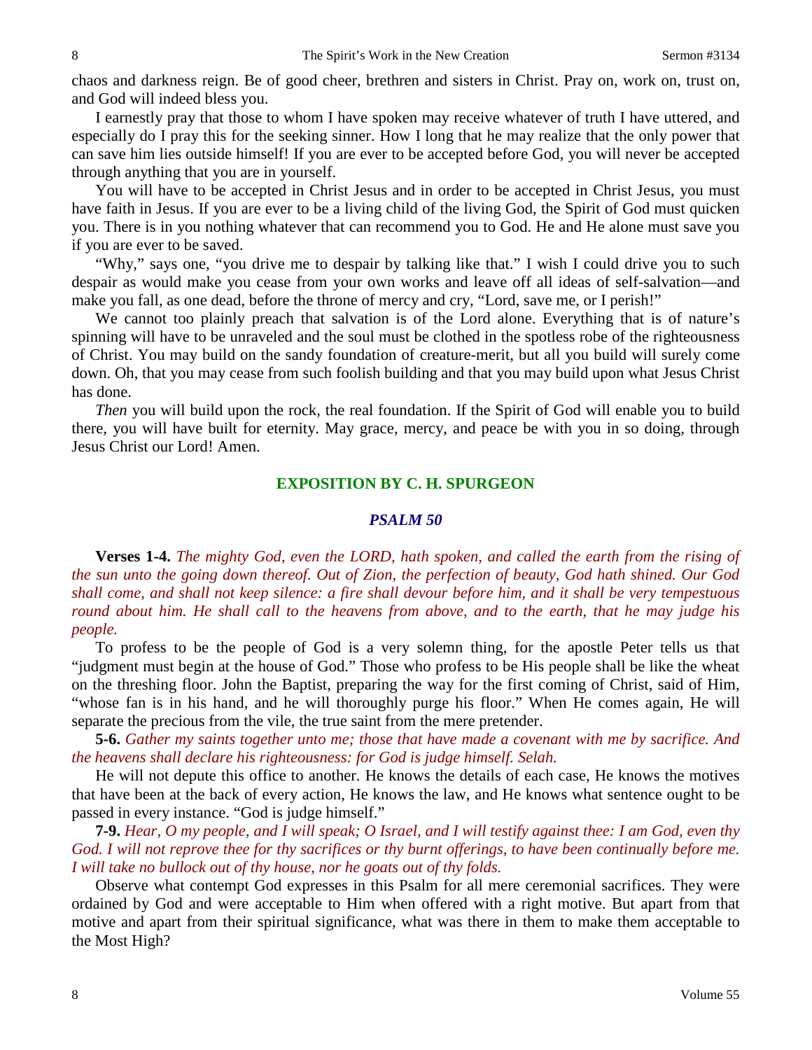chaos and darkness reign. Be of good cheer, brethren and sisters in Christ. Pray on, work on, trust on, and God will indeed bless you.

I earnestly pray that those to whom I have spoken may receive whatever of truth I have uttered, and especially do I pray this for the seeking sinner. How I long that he may realize that the only power that can save him lies outside himself! If you are ever to be accepted before God, you will never be accepted through anything that you are in yourself.

You will have to be accepted in Christ Jesus and in order to be accepted in Christ Jesus, you must have faith in Jesus. If you are ever to be a living child of the living God, the Spirit of God must quicken you. There is in you nothing whatever that can recommend you to God. He and He alone must save you if you are ever to be saved.

"Why," says one, "you drive me to despair by talking like that." I wish I could drive you to such despair as would make you cease from your own works and leave off all ideas of self-salvation—and make you fall, as one dead, before the throne of mercy and cry, "Lord, save me, or I perish!"

We cannot too plainly preach that salvation is of the Lord alone. Everything that is of nature's spinning will have to be unraveled and the soul must be clothed in the spotless robe of the righteousness of Christ. You may build on the sandy foundation of creature-merit, but all you build will surely come down. Oh, that you may cease from such foolish building and that you may build upon what Jesus Christ has done.

*Then* you will build upon the rock, the real foundation. If the Spirit of God will enable you to build there, you will have built for eternity. May grace, mercy, and peace be with you in so doing, through Jesus Christ our Lord! Amen.

## EXPOSITION BY C. H. SPURGEON

### *PSALM 50*

**Verses 1-4.** *The mighty God, even the LORD, hath spoken, and called the earth from the rising of the sun unto the going down thereof. Out of Zion, the perfection of beauty, God hath shined. Our God shall come, and shall not keep silence: a fire shall devour before him, and it shall be very tempestuous round about him. He shall call to the heavens from above, and to the earth, that he may judge his people.*

To profess to be the people of God is a very solemn thing, for the apostle Peter tells us that "judgment must begin at the house of God." Those who profess to be His people shall be like the wheat on the threshing floor. John the Baptist, preparing the way for the first coming of Christ, said of Him, "whose fan is in his hand, and he will thoroughly purge his floor." When He comes again, He will separate the precious from the vile, the true saint from the mere pretender.

**5-6.** *Gather my saints together unto me; those that have made a covenant with me by sacrifice. And the heavens shall declare his righteousness: for God is judge himself. Selah.*

He will not depute this office to another. He knows the details of each case, He knows the motives that have been at the back of every action, He knows the law, and He knows what sentence ought to be passed in every instance. "God is judge himself."

**7-9.** *Hear, O my people, and I will speak; O Israel, and I will testify against thee: I am God, even thy God. I will not reprove thee for thy sacrifices or thy burnt offerings, to have been continually before me. I will take no bullock out of thy house, nor he goats out of thy folds.*

Observe what contempt God expresses in this Psalm for all mere ceremonial sacrifices. They were ordained by God and were acceptable to Him when offered with a right motive. But apart from that motive and apart from their spiritual significance, what was there in them to make them acceptable to the Most High?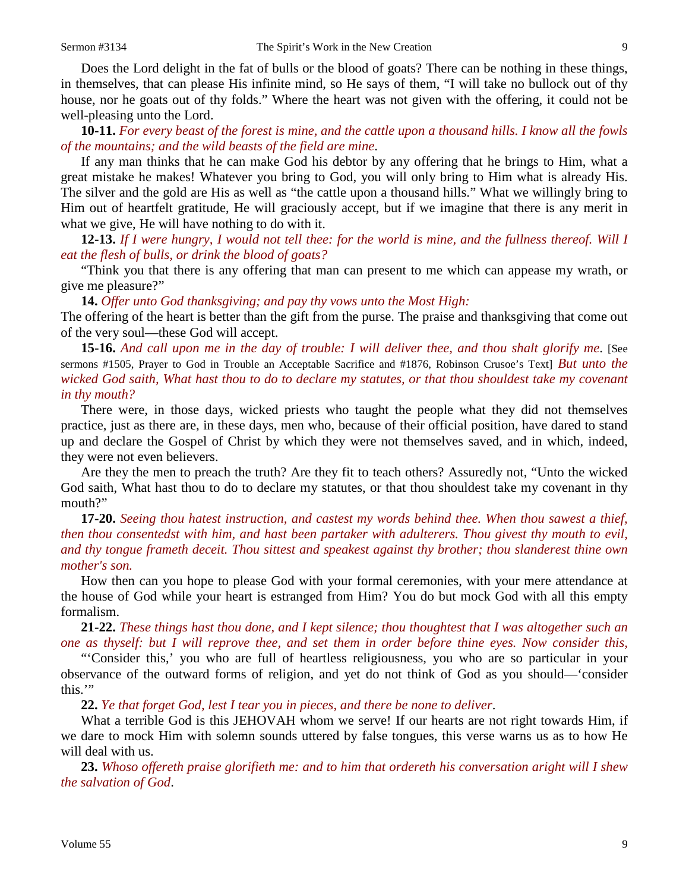Does the Lord delight in the fat of bulls or the blood of goats? There can be nothing in these things, in themselves, that can please His infinite mind, so He says of them, "I will take no bullock out of thy house, nor he goats out of thy folds." Where the heart was not given with the offering, it could not be well-pleasing unto the Lord.

**10-11.** *For every beast of the forest is mine, and the cattle upon a thousand hills. I know all the fowls of the mountains; and the wild beasts of the field are mine.*

If any man thinks that he can make God his debtor by any offering that he brings to Him, what a great mistake he makes! Whatever you bring to God, you will only bring to Him what is already His. The silver and the gold are His as well as "the cattle upon a thousand hills." What we willingly bring to Him out of heartfelt gratitude, He will graciously accept, but if we imagine that there is any merit in what we give, He will have nothing to do with it.

**12-13.** *If I were hungry, I would not tell thee: for the world is mine, and the fullness thereof. Will I eat the flesh of bulls, or drink the blood of goats?*

"Think you that there is any offering that man can present to me which can appease my wrath, or give me pleasure?"

**14.** *Offer unto God thanksgiving; and pay thy vows unto the Most High:*

The offering of the heart is better than the gift from the purse. The praise and thanksgiving that come out of the very soul—these God will accept.

**15-16.** *And call upon me in the day of trouble: I will deliver thee, and thou shalt glorify me.* [See sermons #1505, Prayer to God in Trouble an Acceptable Sacrifice and #1876, Robinson Crusoe's Text] *But unto the wicked God saith, What hast thou to do to declare my statutes, or that thou shouldest take my covenant in thy mouth?*

There were, in those days, wicked priests who taught the people what they did not themselves practice, just as there are, in these days, men who, because of their official position, have dared to stand up and declare the Gospel of Christ by which they were not themselves saved, and in which, indeed, they were not even believers.

Are they the men to preach the truth? Are they fit to teach others? Assuredly not, "Unto the wicked God saith, What hast thou to do to declare my statutes, or that thou shouldest take my covenant in thy mouth?"

**17-20.** *Seeing thou hatest instruction, and castest my words behind thee. When thou sawest a thief, then thou consentedst with him, and hast been partaker with adulterers. Thou givest thy mouth to evil, and thy tongue frameth deceit. Thou sittest and speakest against thy brother; thou slanderest thine own mother's son.*

How then can you hope to please God with your formal ceremonies, with your mere attendance at the house of God while your heart is estranged from Him? You do but mock God with all this empty formalism.

**21-22.** *These things hast thou done, and I kept silence; thou thoughtest that I was altogether such an one as thyself: but I will reprove thee, and set them in order before thine eyes. Now consider this,*

"'Consider this,' you who are full of heartless religiousness, you who are so particular in your observance of the outward forms of religion, and yet do not think of God as you should—'consider this.'"

**22.** *Ye that forget God, lest I tear you in pieces, and there be none to deliver.*

What a terrible God is this JEHOVAH whom we serve! If our hearts are not right towards Him, if we dare to mock Him with solemn sounds uttered by false tongues, this verse warns us as to how He will deal with us.

**23.** *Whoso offereth praise glorifieth me: and to him that ordereth his conversation aright will I shew the salvation of God.*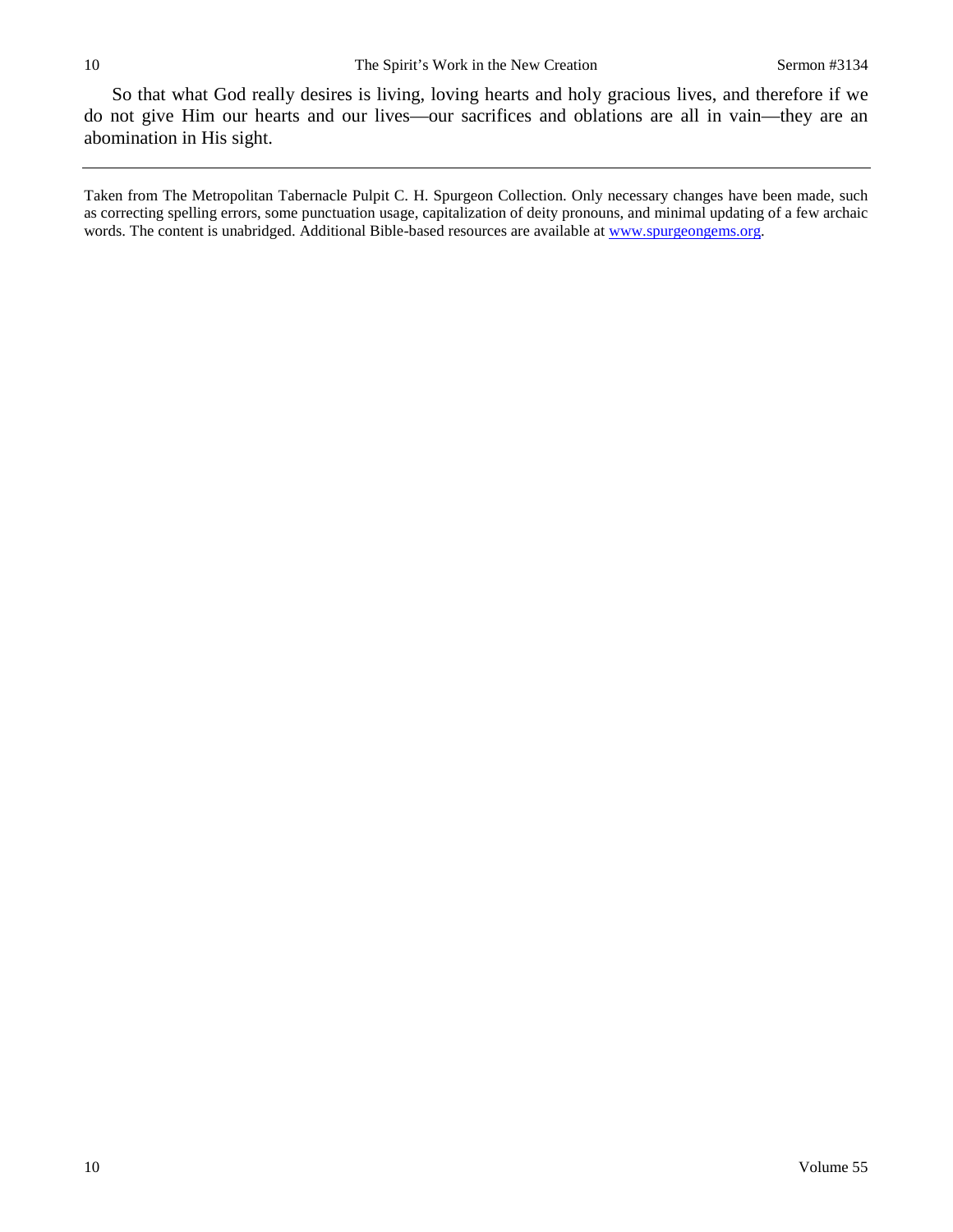So that what God really desires is living, loving hearts and holy gracious lives, and therefore if we do not give Him our hearts and our lives—our sacrifices and oblations are all in vain—they are an abomination in His sight.

---

Taken from The Metropolitan Tabernacle Pulpit C. H. Spurgeon Collection. Only necessary changes have been made, such as correcting spelling errors, some punctuation usage, capitalization of deity pronouns, and minimal updating of a few archaic words. The content is unabridged. Additional Bible-based resources are available at [www.spurgeongems.org](http://www.spurgeongems.org).